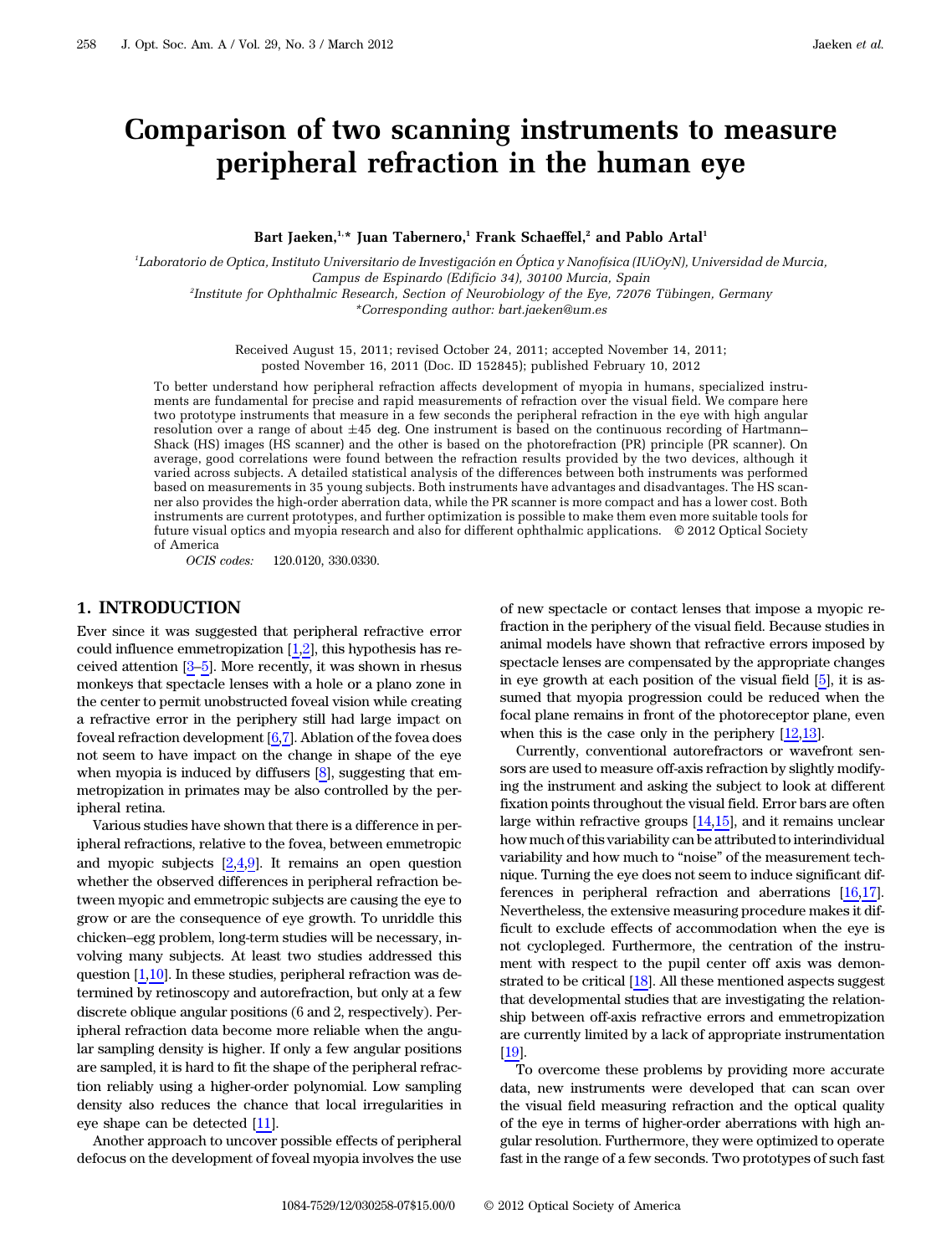# Comparison of two scanning instruments to measure peripheral refraction in the human eye

**Bart Jaeken,[1,*] Juan Tabernero,[1] Frank Schaeffel,[2] and Pablo Artal[1]**

[1]Laboratorio de Optica, Instituto Universitario de Investigación en Óptica y Nanofísica (IUiOyN), Universidad de Murcia, Campus de Espinardo (Edificio 34), 30100 Murcia, Spain

[2]Institute for Ophthalmic Research, Section of Neurobiology of the Eye, 72076 Tübingen, Germany

*Corresponding author: bart.jaeken@um.es

Received August 15, 2011; revised October 24, 2011; accepted November 14, 2011; posted November 16, 2011 (Doc. ID 152845); published February 10, 2012

To better understand how peripheral refraction affects development of myopia in humans, specialized instruments are fundamental for precise and rapid measurements of refraction over the visual field. We compare here two prototype instruments that measure in a few seconds the peripheral refraction in the eye with high angular resolution over a range of about ±45 deg. One instrument is based on the continuous recording of Hartmann–Shack (HS) images (HS scanner) and the other is based on the photorefraction (PR) principle (PR scanner). On average, good correlations were found between the refraction results provided by the two devices, although it varied across subjects. A detailed statistical analysis of the differences between both instruments was performed based on measurements in 35 young subjects. Both instruments have advantages and disadvantages. The HS scanner also provides the high-order aberration data, while the PR scanner is more compact and has a lower cost. Both instruments are current prototypes, and further optimization is possible to make them even more suitable tools for future visual optics and myopia research and also for different ophthalmic applications. © 2012 Optical Society of America

*OCIS codes:* 120.0120, 330.0330.

## 1. INTRODUCTION

Ever since it was suggested that peripheral refractive error could influence emmetropization [1,2], this hypothesis has received attention [3–5]. More recently, it was shown in rhesus monkeys that spectacle lenses with a hole or a plano zone in the center to permit unobstructed foveal vision while creating a refractive error in the periphery still had large impact on foveal refraction development [6,7]. Ablation of the fovea does not seem to have impact on the change in shape of the eye when myopia is induced by diffusers [8], suggesting that emmetropization in primates may be also controlled by the peripheral retina.

Various studies have shown that there is a difference in peripheral refractions, relative to the fovea, between emmetropic and myopic subjects [2,4,9]. It remains an open question whether the observed differences in peripheral refraction between myopic and emmetropic subjects are causing the eye to grow or are the consequence of eye growth. To unriddle this chicken–egg problem, long-term studies will be necessary, involving many subjects. At least two studies addressed this question [1,10]. In these studies, peripheral refraction was determined by retinoscopy and autorefraction, but only at a few discrete oblique angular positions (6 and 2, respectively). Peripheral refraction data become more reliable when the angular sampling density is higher. If only a few angular positions are sampled, it is hard to fit the shape of the peripheral refraction reliably using a higher-order polynomial. Low sampling density also reduces the chance that local irregularities in eye shape can be detected [11].

Another approach to uncover possible effects of peripheral defocus on the development of foveal myopia involves the use of new spectacle or contact lenses that impose a myopic refraction in the periphery of the visual field. Because studies in animal models have shown that refractive errors imposed by spectacle lenses are compensated by the appropriate changes in eye growth at each position of the visual field [5], it is assumed that myopia progression could be reduced when the focal plane remains in front of the photoreceptor plane, even when this is the case only in the periphery [12,13].

Currently, conventional autorefractors or wavefront sensors are used to measure off-axis refraction by slightly modifying the instrument and asking the subject to look at different fixation points throughout the visual field. Error bars are often large within refractive groups [14,15], and it remains unclear how much of this variability can be attributed to interindividual variability and how much to "noise" of the measurement technique. Turning the eye does not seem to induce significant differences in peripheral refraction and aberrations [16,17]. Nevertheless, the extensive measuring procedure makes it difficult to exclude effects of accommodation when the eye is not cyclopleged. Furthermore, the centration of the instrument with respect to the pupil center off axis was demonstrated to be critical [18]. All these mentioned aspects suggest that developmental studies that are investigating the relationship between off-axis refractive errors and emmetropization are currently limited by a lack of appropriate instrumentation [19].

To overcome these problems by providing more accurate data, new instruments were developed that can scan over the visual field measuring refraction and the optical quality of the eye in terms of higher-order aberrations with high angular resolution. Furthermore, they were optimized to operate fast in the range of a few seconds. Two prototypes of such fast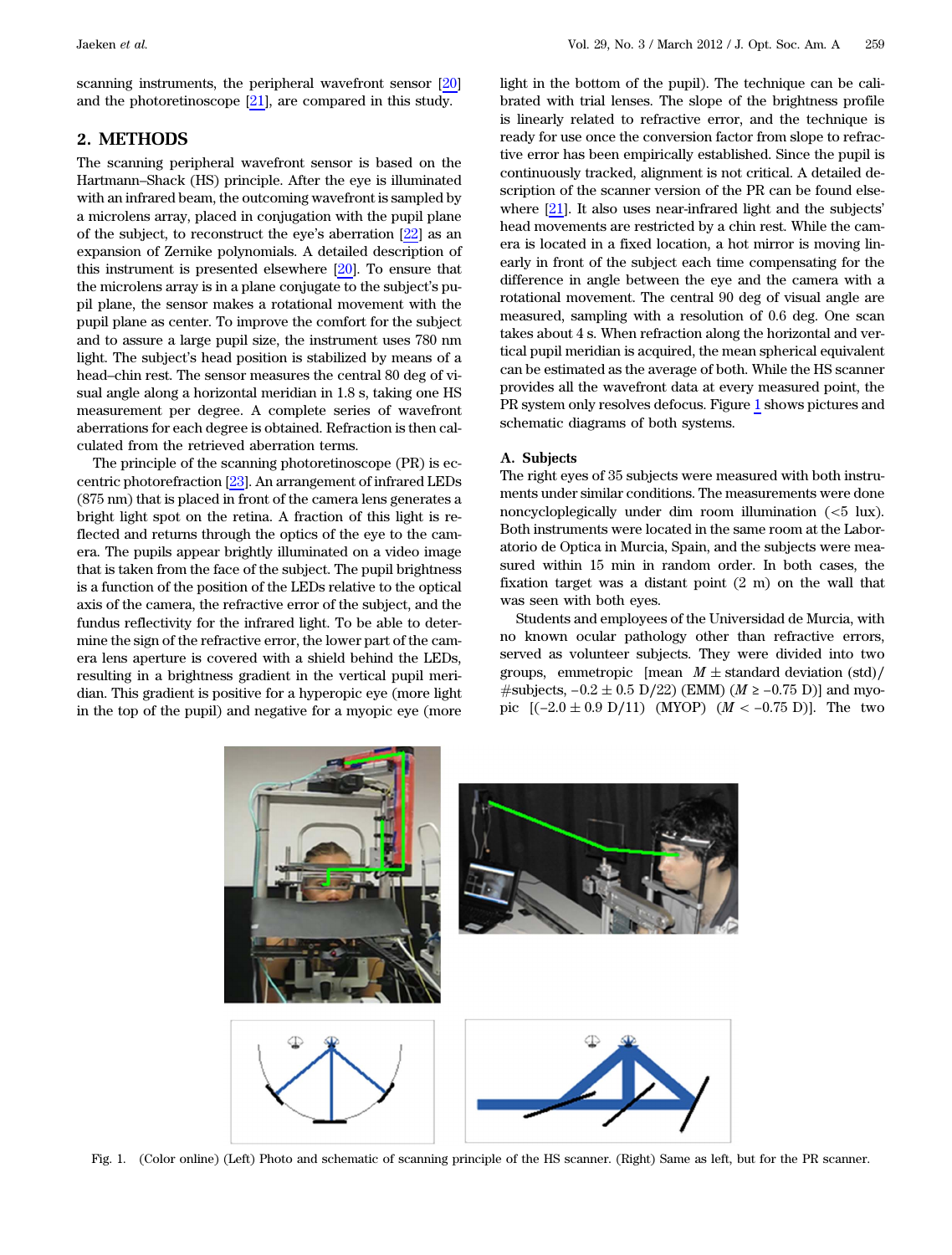scanning instruments, the peripheral wavefront sensor [20] and the photoretinoscope [21], are compared in this study.

## 2. METHODS

The scanning peripheral wavefront sensor is based on the Hartmann–Shack (HS) principle. After the eye is illuminated with an infrared beam, the outcoming wavefront is sampled by a microlens array, placed in conjugation with the pupil plane of the subject, to reconstruct the eye's aberration [22] as an expansion of Zernike polynomials. A detailed description of this instrument is presented elsewhere [20]. To ensure that the microlens array is in a plane conjugate to the subject's pupil plane, the sensor makes a rotational movement with the pupil plane as center. To improve the comfort for the subject and to assure a large pupil size, the instrument uses 780 nm light. The subject's head position is stabilized by means of a head–chin rest. The sensor measures the central 80 deg of visual angle along a horizontal meridian in 1.8 s, taking one HS measurement per degree. A complete series of wavefront aberrations for each degree is obtained. Refraction is then calculated from the retrieved aberration terms.

The principle of the scanning photoretinoscope (PR) is eccentric photorefraction [23]. An arrangement of infrared LEDs (875 nm) that is placed in front of the camera lens generates a bright light spot on the retina. A fraction of this light is reflected and returns through the optics of the eye to the camera. The pupils appear brightly illuminated on a video image that is taken from the face of the subject. The pupil brightness is a function of the position of the LEDs relative to the optical axis of the camera, the refractive error of the subject, and the fundus reflectivity for the infrared light. To be able to determine the sign of the refractive error, the lower part of the camera lens aperture is covered with a shield behind the LEDs, resulting in a brightness gradient in the vertical pupil meridian. This gradient is positive for a hyperopic eye (more light in the top of the pupil) and negative for a myopic eye (more light in the bottom of the pupil). The technique can be calibrated with trial lenses. The slope of the brightness profile is linearly related to refractive error, and the technique is ready for use once the conversion factor from slope to refractive error has been empirically established. Since the pupil is continuously tracked, alignment is not critical. A detailed description of the scanner version of the PR can be found elsewhere [21]. It also uses near-infrared light and the subjects' head movements are restricted by a chin rest. While the camera is located in a fixed location, a hot mirror is moving linearly in front of the subject each time compensating for the difference in angle between the eye and the camera with a rotational movement. The central 90 deg of visual angle are measured, sampling with a resolution of 0.6 deg. One scan takes about 4 s. When refraction along the horizontal and vertical pupil meridian is acquired, the mean spherical equivalent can be estimated as the average of both. While the HS scanner provides all the wavefront data at every measured point, the PR system only resolves defocus. Figure 1 shows pictures and schematic diagrams of both systems.

### A. Subjects

The right eyes of 35 subjects were measured with both instruments under similar conditions. The measurements were done noncycloplegically under dim room illumination (<5 lux). Both instruments were located in the same room at the Laboratorio de Optica in Murcia, Spain, and the subjects were measured within 15 min in random order. In both cases, the fixation target was a distant point (2 m) on the wall that was seen with both eyes.

Students and employees of the Universidad de Murcia, with no known ocular pathology other than refractive errors, served as volunteer subjects. They were divided into two groups, emmetropic [mean $M \pm$ standard deviation (std)/#subjects, $-0.2 \pm 0.5$ D/22) (EMM) ($M \geq -0.75$ D)] and myopic [($-2.0 \pm 0.9$ D/11) (MYOP) ($M < -0.75$ D)]. The two

Fig. 1. (Color online) (Left) Photo and schematic of scanning principle of the HS scanner. (Right) Same as left, but for the PR scanner.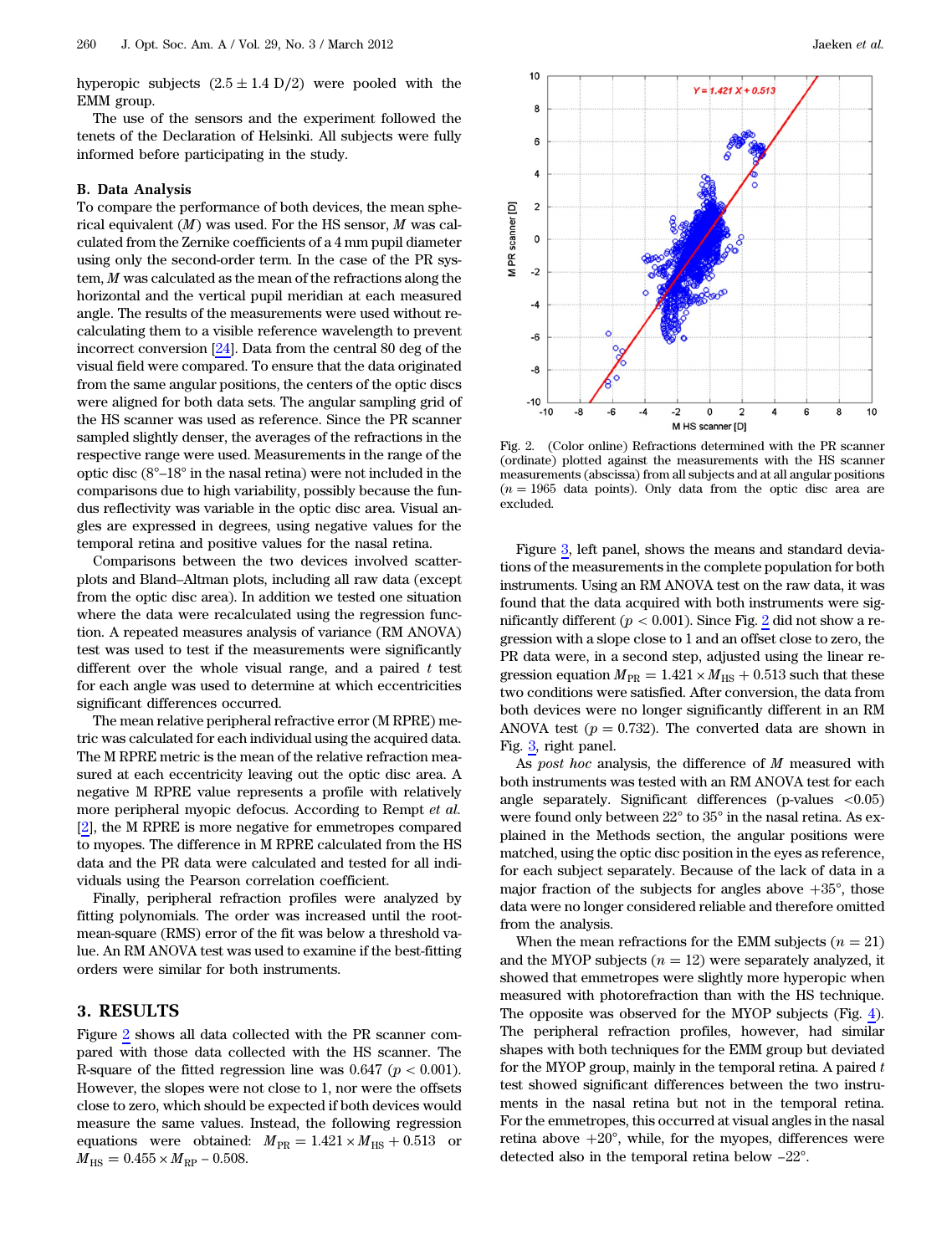hyperopic subjects ($2.5 \pm 1.4$ D/2) were pooled with the EMM group.

The use of the sensors and the experiment followed the tenets of the Declaration of Helsinki. All subjects were fully informed before participating in the study.

### B. Data Analysis

To compare the performance of both devices, the mean spherical equivalent ($M$) was used. For the HS sensor, $M$ was calculated from the Zernike coefficients of a 4 mm pupil diameter using only the second-order term. In the case of the PR system, $M$ was calculated as the mean of the refractions along the horizontal and the vertical pupil meridian at each measured angle. The results of the measurements were used without recalculating them to a visible reference wavelength to prevent incorrect conversion [24]. Data from the central 80 deg of the visual field were compared. To ensure that the data originated from the same angular positions, the centers of the optic discs were aligned for both data sets. The angular sampling grid of the HS scanner was used as reference. Since the PR scanner sampled slightly denser, the averages of the refractions in the respective range were used. Measurements in the range of the optic disc (8°–18° in the nasal retina) were not included in the comparisons due to high variability, possibly because the fundus reflectivity was variable in the optic disc area. Visual angles are expressed in degrees, using negative values for the temporal retina and positive values for the nasal retina.

Comparisons between the two devices involved scatterplots and Bland–Altman plots, including all raw data (except from the optic disc area). In addition we tested one situation where the data were recalculated using the regression function. A repeated measures analysis of variance (RM ANOVA) test was used to test if the measurements were significantly different over the whole visual range, and a paired $t$ test for each angle was used to determine at which eccentricities significant differences occurred.

The mean relative peripheral refractive error (M RPRE) metric was calculated for each individual using the acquired data. The M RPRE metric is the mean of the relative refraction measured at each eccentricity leaving out the optic disc area. A negative M RPRE value represents a profile with relatively more peripheral myopic defocus. According to Rempt *et al.* [2], the M RPRE is more negative for emmetropes compared to myopes. The difference in M RPRE calculated from the HS data and the PR data were calculated and tested for all individuals using the Pearson correlation coefficient.

Finally, peripheral refraction profiles were analyzed by fitting polynomials. The order was increased until the root-mean-square (RMS) error of the fit was below a threshold value. An RM ANOVA test was used to examine if the best-fitting orders were similar for both instruments.

## 3. RESULTS

Figure 2 shows all data collected with the PR scanner compared with those data collected with the HS scanner. The R-square of the fitted regression line was 0.647 ($p < 0.001$). However, the slopes were not close to 1, nor were the offsets close to zero, which should be expected if both devices would measure the same values. Instead, the following regression equations were obtained: $M_{\mathrm{PR}} = 1.421 \times M_{\mathrm{HS}} + 0.513$ or $M_{\mathrm{HS}} = 0.455 \times M_{\mathrm{RP}} - 0.508$.

Fig. 2. (Color online) Refractions determined with the PR scanner (ordinate) plotted against the measurements with the HS scanner measurements (abscissa) from all subjects and at all angular positions ($n = 1965$ data points). Only data from the optic disc area are excluded.

Figure 3, left panel, shows the means and standard deviations of the measurements in the complete population for both instruments. Using an RM ANOVA test on the raw data, it was found that the data acquired with both instruments were significantly different ($p < 0.001$). Since Fig. 2 did not show a regression with a slope close to 1 and an offset close to zero, the PR data were, in a second step, adjusted using the linear regression equation $M_{\mathrm{PR}} = 1.421 \times M_{\mathrm{HS}} + 0.513$ such that these two conditions were satisfied. After conversion, the data from both devices were no longer significantly different in an RM ANOVA test ($p = 0.732$). The converted data are shown in Fig. 3, right panel.

As *post hoc* analysis, the difference of $M$ measured with both instruments was tested with an RM ANOVA test for each angle separately. Significant differences (p-values $<0.05$) were found only between 22° to 35° in the nasal retina. As explained in the Methods section, the angular positions were matched, using the optic disc position in the eyes as reference, for each subject separately. Because of the lack of data in a major fraction of the subjects for angles above +35°, those data were no longer considered reliable and therefore omitted from the analysis.

When the mean refractions for the EMM subjects ($n = 21$) and the MYOP subjects ($n = 12$) were separately analyzed, it showed that emmetropes were slightly more hyperopic when measured with photorefraction than with the HS technique. The opposite was observed for the MYOP subjects (Fig. 4). The peripheral refraction profiles, however, had similar shapes with both techniques for the EMM group but deviated for the MYOP group, mainly in the temporal retina. A paired $t$ test showed significant differences between the two instruments in the nasal retina but not in the temporal retina. For the emmetropes, this occurred at visual angles in the nasal retina above +20°, while, for the myopes, differences were detected also in the temporal retina below −22°.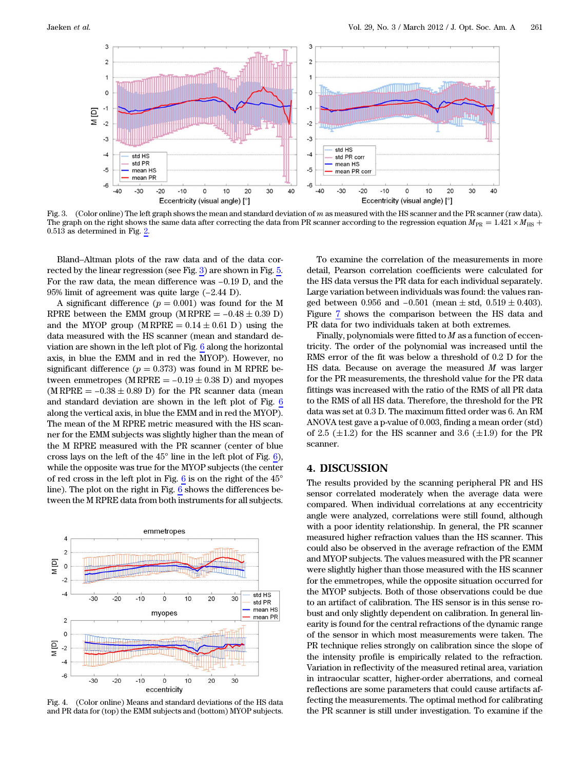Fig. 3. (Color online) The left graph shows the mean and standard deviation of $m$ as measured with the HS scanner and the PR scanner (raw data). The graph on the right shows the same data after correcting the data from PR scanner according to the regression equation $M_{PR} = 1.421 \times M_{HS} + 0.513$ as determined in Fig. 2.

Bland–Altman plots of the raw data and of the data corrected by the linear regression (see Fig. 3) are shown in Fig. 5. For the raw data, the mean difference was −0.19 D, and the 95% limit of agreement was quite large (−2.44 D).

A significant difference ($p = 0.001$) was found for the M RPRE between the EMM group (M RPRE $= -0.48 \pm 0.39$ D) and the MYOP group (M RPRE $= 0.14 \pm 0.61$ D) using the data measured with the HS scanner (mean and standard deviation are shown in the left plot of Fig. 6 along the horizontal axis, in blue the EMM and in red the MYOP). However, no significant difference ($p = 0.373$) was found in M RPRE between emmetropes (M RPRE $= -0.19 \pm 0.38$ D) and myopes (M RPRE $= -0.38 \pm 0.89$ D) for the PR scanner data (mean and standard deviation are shown in the left plot of Fig. 6 along the vertical axis, in blue the EMM and in red the MYOP). The mean of the M RPRE metric measured with the HS scanner for the EMM subjects was slightly higher than the mean of the M RPRE measured with the PR scanner (center of blue cross lays on the left of the 45° line in the left plot of Fig. 6), while the opposite was true for the MYOP subjects (the center of red cross in the left plot in Fig. 6 is on the right of the 45° line). The plot on the right in Fig. 6 shows the differences between the M RPRE data from both instruments for all subjects.

Fig. 4. (Color online) Means and standard deviations of the HS data and PR data for (top) the EMM subjects and (bottom) MYOP subjects.

To examine the correlation of the measurements in more detail, Pearson correlation coefficients were calculated for the HS data versus the PR data for each individual separately. Large variation between individuals was found: the values ranged between 0.956 and −0.501 (mean ± std, 0.519 ± 0.403). Figure 7 shows the comparison between the HS data and PR data for two individuals taken at both extremes.

Finally, polynomials were fitted to $M$ as a function of eccentricity. The order of the polynomial was increased until the RMS error of the fit was below a threshold of 0.2 D for the HS data. Because on average the measured $M$ was larger for the PR measurements, the threshold value for the PR data fittings was increased with the ratio of the RMS of all PR data to the RMS of all HS data. Therefore, the threshold for the PR data was set at 0.3 D. The maximum fitted order was 6. An RM ANOVA test gave a p-value of 0.003, finding a mean order (std) of 2.5 (±1.2) for the HS scanner and 3.6 (±1.9) for the PR scanner.

## 4. DISCUSSION

The results provided by the scanning peripheral PR and HS sensor correlated moderately when the average data were compared. When individual correlations at any eccentricity angle were analyzed, correlations were still found, although with a poor identity relationship. In general, the PR scanner measured higher refraction values than the HS scanner. This could also be observed in the average refraction of the EMM and MYOP subjects. The values measured with the PR scanner were slightly higher than those measured with the HS scanner for the emmetropes, while the opposite situation occurred for the MYOP subjects. Both of those observations could be due to an artifact of calibration. The HS sensor is in this sense robust and only slightly dependent on calibration. In general linearity is found for the central refractions of the dynamic range of the sensor in which most measurements were taken. The PR technique relies strongly on calibration since the slope of the intensity profile is empirically related to the refraction. Variation in reflectivity of the measured retinal area, variation in intraocular scatter, higher-order aberrations, and corneal reflections are some parameters that could cause artifacts affecting the measurements. The optimal method for calibrating the PR scanner is still under investigation. To examine if the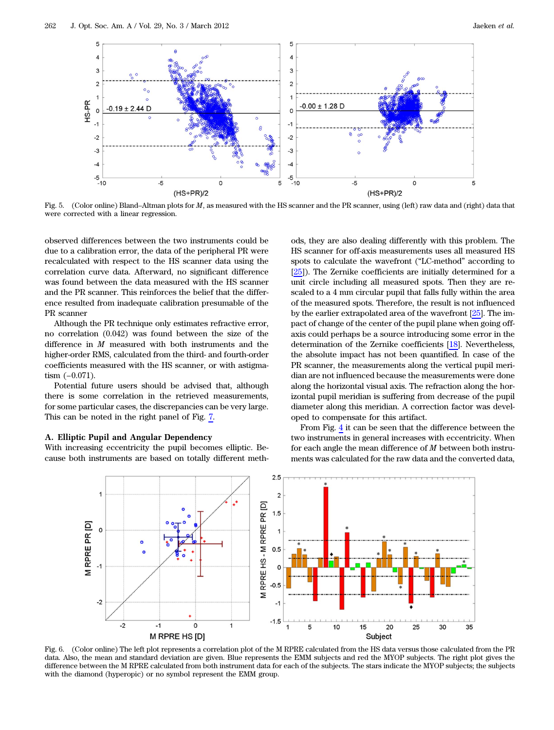Fig. 5. (Color online) Bland–Altman plots for $M$, as measured with the HS scanner and the PR scanner, using (left) raw data and (right) data that were corrected with a linear regression.

observed differences between the two instruments could be due to a calibration error, the data of the peripheral PR were recalculated with respect to the HS scanner data using the correlation curve data. Afterward, no significant difference was found between the data measured with the HS scanner and the PR scanner. This reinforces the belief that the difference resulted from inadequate calibration presumable of the PR scanner

Although the PR technique only estimates refractive error, no correlation (0.042) was found between the size of the difference in $M$ measured with both instruments and the higher-order RMS, calculated from the third- and fourth-order coefficients measured with the HS scanner, or with astigmatism (−0.071).

Potential future users should be advised that, although there is some correlation in the retrieved measurements, for some particular cases, the discrepancies can be very large. This can be noted in the right panel of Fig. 7.

### A. Elliptic Pupil and Angular Dependency

With increasing eccentricity the pupil becomes elliptic. Because both instruments are based on totally different methods, they are also dealing differently with this problem. The HS scanner for off-axis measurements uses all measured HS spots to calculate the wavefront ("LC-method" according to [25]). The Zernike coefficients are initially determined for a unit circle including all measured spots. Then they are rescaled to a 4 mm circular pupil that falls fully within the area of the measured spots. Therefore, the result is not influenced by the earlier extrapolated area of the wavefront [25]. The impact of change of the center of the pupil plane when going off-axis could perhaps be a source introducing some error in the determination of the Zernike coefficients [18]. Nevertheless, the absolute impact has not been quantified. In case of the PR scanner, the measurements along the vertical pupil meridian are not influenced because the measurements were done along the horizontal visual axis. The refraction along the horizontal pupil meridian is suffering from decrease of the pupil diameter along this meridian. A correction factor was developed to compensate for this artifact.

From Fig. 4 it can be seen that the difference between the two instruments in general increases with eccentricity. When for each angle the mean difference of $M$ between both instruments was calculated for the raw data and the converted data,

Fig. 6. (Color online) The left plot represents a correlation plot of the M RPRE calculated from the HS data versus those calculated from the PR data. Also, the mean and standard deviation are given. Blue represents the EMM subjects and red the MYOP subjects. The right plot gives the difference between the M RPRE calculated from both instrument data for each of the subjects. The stars indicate the MYOP subjects; the subjects with the diamond (hyperopic) or no symbol represent the EMM group.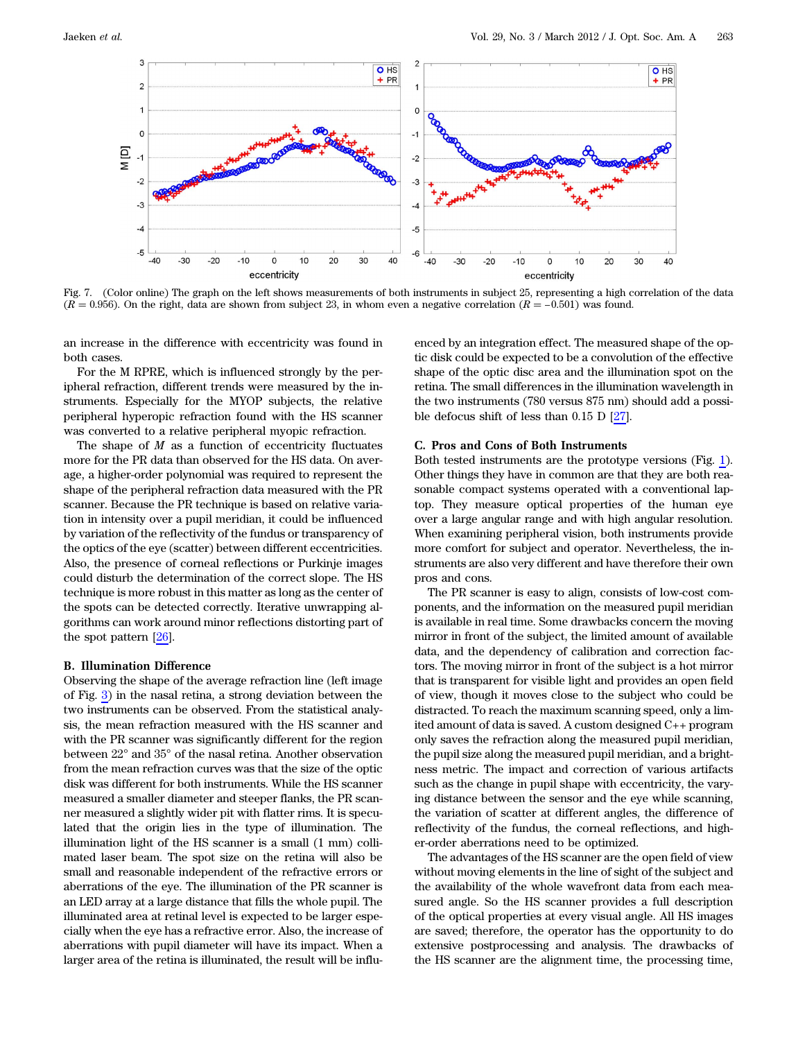Fig. 7. (Color online) The graph on the left shows measurements of both instruments in subject 25, representing a high correlation of the data ($R = 0.956$). On the right, data are shown from subject 23, in whom even a negative correlation ($R = -0.501$) was found.

an increase in the difference with eccentricity was found in both cases.

For the M RPRE, which is influenced strongly by the peripheral refraction, different trends were measured by the instruments. Especially for the MYOP subjects, the relative peripheral hyperopic refraction found with the HS scanner was converted to a relative peripheral myopic refraction.

The shape of $M$ as a function of eccentricity fluctuates more for the PR data than observed for the HS data. On average, a higher-order polynomial was required to represent the shape of the peripheral refraction data measured with the PR scanner. Because the PR technique is based on relative variation in intensity over a pupil meridian, it could be influenced by variation of the reflectivity of the fundus or transparency of the optics of the eye (scatter) between different eccentricities. Also, the presence of corneal reflections or Purkinje images could disturb the determination of the correct slope. The HS technique is more robust in this matter as long as the center of the spots can be detected correctly. Iterative unwrapping algorithms can work around minor reflections distorting part of the spot pattern [26].

### B. Illumination Difference

Observing the shape of the average refraction line (left image of Fig. 3) in the nasal retina, a strong deviation between the two instruments can be observed. From the statistical analysis, the mean refraction measured with the HS scanner and with the PR scanner was significantly different for the region between 22° and 35° of the nasal retina. Another observation from the mean refraction curves was that the size of the optic disk was different for both instruments. While the HS scanner measured a smaller diameter and steeper flanks, the PR scanner measured a slightly wider pit with flatter rims. It is speculated that the origin lies in the type of illumination. The illumination light of the HS scanner is a small (1 mm) collimated laser beam. The spot size on the retina will also be small and reasonable independent of the refractive errors or aberrations of the eye. The illumination of the PR scanner is an LED array at a large distance that fills the whole pupil. The illuminated area at retinal level is expected to be larger especially when the eye has a refractive error. Also, the increase of aberrations with pupil diameter will have its impact. When a larger area of the retina is illuminated, the result will be influenced by an integration effect. The measured shape of the optic disk could be expected to be a convolution of the effective shape of the optic disc area and the illumination spot on the retina. The small differences in the illumination wavelength in the two instruments (780 versus 875 nm) should add a possible defocus shift of less than 0.15 D [27].

### C. Pros and Cons of Both Instruments

Both tested instruments are the prototype versions (Fig. 1). Other things they have in common are that they are both reasonable compact systems operated with a conventional laptop. They measure optical properties of the human eye over a large angular range and with high angular resolution. When examining peripheral vision, both instruments provide more comfort for subject and operator. Nevertheless, the instruments are also very different and have therefore their own pros and cons.

The PR scanner is easy to align, consists of low-cost components, and the information on the measured pupil meridian is available in real time. Some drawbacks concern the moving mirror in front of the subject, the limited amount of available data, and the dependency of calibration and correction factors. The moving mirror in front of the subject is a hot mirror that is transparent for visible light and provides an open field of view, though it moves close to the subject who could be distracted. To reach the maximum scanning speed, only a limited amount of data is saved. A custom designed C++ program only saves the refraction along the measured pupil meridian, the pupil size along the measured pupil meridian, and a brightness metric. The impact and correction of various artifacts such as the change in pupil shape with eccentricity, the varying distance between the sensor and the eye while scanning, the variation of scatter at different angles, the difference of reflectivity of the fundus, the corneal reflections, and higher-order aberrations need to be optimized.

The advantages of the HS scanner are the open field of view without moving elements in the line of sight of the subject and the availability of the whole wavefront data from each measured angle. So the HS scanner provides a full description of the optical properties at every visual angle. All HS images are saved; therefore, the operator has the opportunity to do extensive postprocessing and analysis. The drawbacks of the HS scanner are the alignment time, the processing time,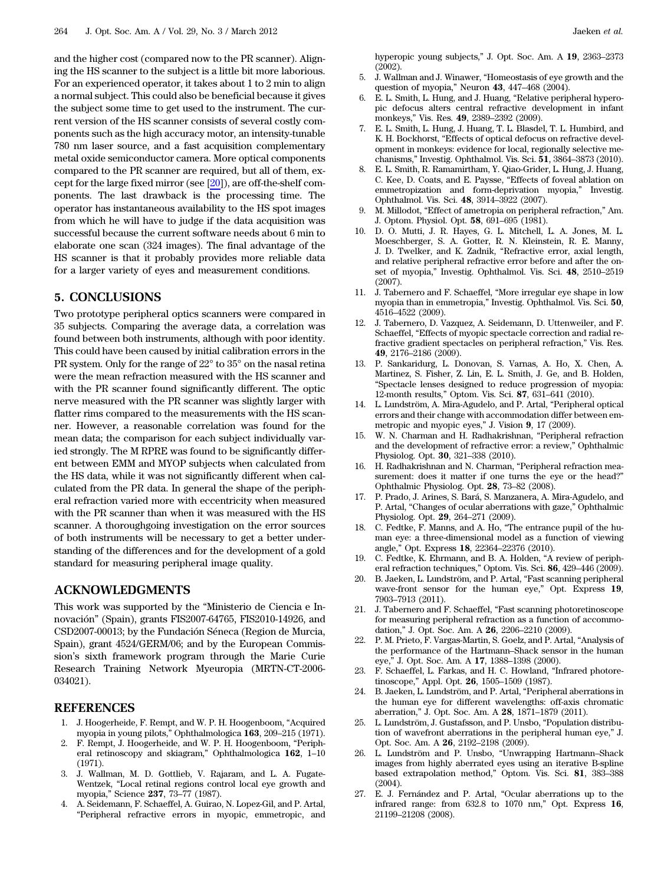and the higher cost (compared now to the PR scanner). Aligning the HS scanner to the subject is a little bit more laborious. For an experienced operator, it takes about 1 to 2 min to align a normal subject. This could also be beneficial because it gives the subject some time to get used to the instrument. The current version of the HS scanner consists of several costly components such as the high accuracy motor, an intensity-tunable 780 nm laser source, and a fast acquisition complementary metal oxide semiconductor camera. More optical components compared to the PR scanner are required, but all of them, except for the large fixed mirror (see [20]), are off-the-shelf components. The last drawback is the processing time. The operator has instantaneous availability to the HS spot images from which he will have to judge if the data acquisition was successful because the current software needs about 6 min to elaborate one scan (324 images). The final advantage of the HS scanner is that it probably provides more reliable data for a larger variety of eyes and measurement conditions.

## 5. CONCLUSIONS

Two prototype peripheral optics scanners were compared in 35 subjects. Comparing the average data, a correlation was found between both instruments, although with poor identity. This could have been caused by initial calibration errors in the PR system. Only for the range of 22° to 35° on the nasal retina were the mean refraction measured with the HS scanner and with the PR scanner found significantly different. The optic nerve measured with the PR scanner was slightly larger with flatter rims compared to the measurements with the HS scanner. However, a reasonable correlation was found for the mean data; the comparison for each subject individually varied strongly. The M RPRE was found to be significantly different between EMM and MYOP subjects when calculated from the HS data, while it was not significantly different when calculated from the PR data. In general the shape of the peripheral refraction varied more with eccentricity when measured with the PR scanner than when it was measured with the HS scanner. A thoroughgoing investigation on the error sources of both instruments will be necessary to get a better understanding of the differences and for the development of a gold standard for measuring peripheral image quality.

## ACKNOWLEDGMENTS

This work was supported by the "Ministerio de Ciencia e Innovación" (Spain), grants FIS2007-64765, FIS2010-14926, and CSD2007-00013; by the Fundación Séneca (Region de Murcia, Spain), grant 4524/GERM/06; and by the European Commission's sixth framework program through the Marie Curie Research Training Network Myeuropia (MRTN-CT-2006-034021).

## REFERENCES

1. J. Hoogerheide, F. Rempt, and W. P. H. Hoogenboom, "Acquired myopia in young pilots," Ophthalmologica **163**, 209–215 (1971).
2. F. Rempt, J. Hoogerheide, and W. P. H. Hoogenboom, "Peripheral retinoscopy and skiagram," Ophthalmologica **162**, 1–10 (1971).
3. J. Wallman, M. D. Gottlieb, V. Rajaram, and L. A. Fugate-Wentzek, "Local retinal regions control local eye growth and myopia," Science **237**, 73–77 (1987).
4. A. Seidemann, F. Schaeffel, A. Guirao, N. Lopez-Gil, and P. Artal, "Peripheral refractive errors in myopic, emmetropic, and hyperopic young subjects," J. Opt. Soc. Am. A **19**, 2363–2373 (2002).
5. J. Wallman and J. Winawer, "Homeostasis of eye growth and the question of myopia," Neuron **43**, 447–468 (2004).
6. E. L. Smith, L. Hung, and J. Huang, "Relative peripheral hyperopic defocus alters central refractive development in infant monkeys," Vis. Res. **49**, 2389–2392 (2009).
7. E. L. Smith, L. Hung, J. Huang, T. L. Blasdel, T. L. Humbird, and K. H. Bockhorst, "Effects of optical defocus on refractive development in monkeys: evidence for local, regionally selective mechanisms," Investig. Ophthalmol. Vis. Sci. **51**, 3864–3873 (2010).
8. E. L. Smith, R. Ramamirtham, Y. Qiao-Grider, L. Hung, J. Huang, C. Kee, D. Coats, and E. Paysse, "Effects of foveal ablation on emmetropization and form-deprivation myopia," Investig. Ophthalmol. Vis. Sci. **48**, 3914–3922 (2007).
9. M. Millodot, "Effect of ametropia on peripheral refraction," Am. J. Optom. Physiol. Opt. **58**, 691–695 (1981).
10. D. O. Mutti, J. R. Hayes, G. L. Mitchell, L. A. Jones, M. L. Moeschberger, S. A. Gotter, R. N. Kleinstein, R. E. Manny, J. D. Twelker, and K. Zadnik, "Refractive error, axial length, and relative peripheral refractive error before and after the onset of myopia," Investig. Ophthalmol. Vis. Sci. **48**, 2510–2519 (2007).
11. J. Tabernero and F. Schaeffel, "More irregular eye shape in low myopia than in emmetropia," Investig. Ophthalmol. Vis. Sci. **50**, 4516–4522 (2009).
12. J. Tabernero, D. Vazquez, A. Seidemann, D. Uttenweiler, and F. Schaeffel, "Effects of myopic spectacle correction and radial refractive gradient spectacles on peripheral refraction," Vis. Res. **49**, 2176–2186 (2009).
13. P. Sankaridurg, L. Donovan, S. Varnas, A. Ho, X. Chen, A. Martinez, S. Fisher, Z. Lin, E. L. Smith, J. Ge, and B. Holden, "Spectacle lenses designed to reduce progression of myopia: 12-month results," Optom. Vis. Sci. **87**, 631–641 (2010).
14. L. Lundström, A. Mira-Agudelo, and P. Artal, "Peripheral optical errors and their change with accommodation differ between emmetropic and myopic eyes," J. Vision **9**, 17 (2009).
15. W. N. Charman and H. Radhakrishnan, "Peripheral refraction and the development of refractive error: a review," Ophthalmic Physiolog. Opt. **30**, 321–338 (2010).
16. H. Radhakrishnan and N. Charman, "Peripheral refraction measurement: does it matter if one turns the eye or the head?" Ophthalmic Physiolog. Opt. **28**, 73–82 (2008).
17. P. Prado, J. Arines, S. Bará, S. Manzanera, A. Mira-Agudelo, and P. Artal, "Changes of ocular aberrations with gaze," Ophthalmic Physiolog. Opt. **29**, 264–271 (2009).
18. C. Fedtke, F. Manns, and A. Ho, "The entrance pupil of the human eye: a three-dimensional model as a function of viewing angle," Opt. Express **18**, 22364–22376 (2010).
19. C. Fedtke, K. Ehrmann, and B. A. Holden, "A review of peripheral refraction techniques," Optom. Vis. Sci. **86**, 429–446 (2009).
20. B. Jaeken, L. Lundström, and P. Artal, "Fast scanning peripheral wave-front sensor for the human eye," Opt. Express **19**, 7903–7913 (2011).
21. J. Tabernero and F. Schaeffel, "Fast scanning photoretinoscope for measuring peripheral refraction as a function of accommodation," J. Opt. Soc. Am. A **26**, 2206–2210 (2009).
22. P. M. Prieto, F. Vargas-Martin, S. Goelz, and P. Artal, "Analysis of the performance of the Hartmann–Shack sensor in the human eye," J. Opt. Soc. Am. A **17**, 1388–1398 (2000).
23. F. Schaeffel, L. Farkas, and H. C. Howland, "Infrared photoretinoscope," Appl. Opt. **26**, 1505–1509 (1987).
24. B. Jaeken, L. Lundström, and P. Artal, "Peripheral aberrations in the human eye for different wavelengths: off-axis chromatic aberration," J. Opt. Soc. Am. A **28**, 1871–1879 (2011).
25. L. Lundström, J. Gustafsson, and P. Unsbo, "Population distribution of wavefront aberrations in the peripheral human eye," J. Opt. Soc. Am. A **26**, 2192–2198 (2009).
26. L. Lundström and P. Unsbo, "Unwrapping Hartmann–Shack images from highly aberrated eyes using an iterative B-spline based extrapolation method," Optom. Vis. Sci. **81**, 383–388 (2004).
27. E. J. Fernández and P. Artal, "Ocular aberrations up to the infrared range: from 632.8 to 1070 nm," Opt. Express **16**, 21199–21208 (2008).